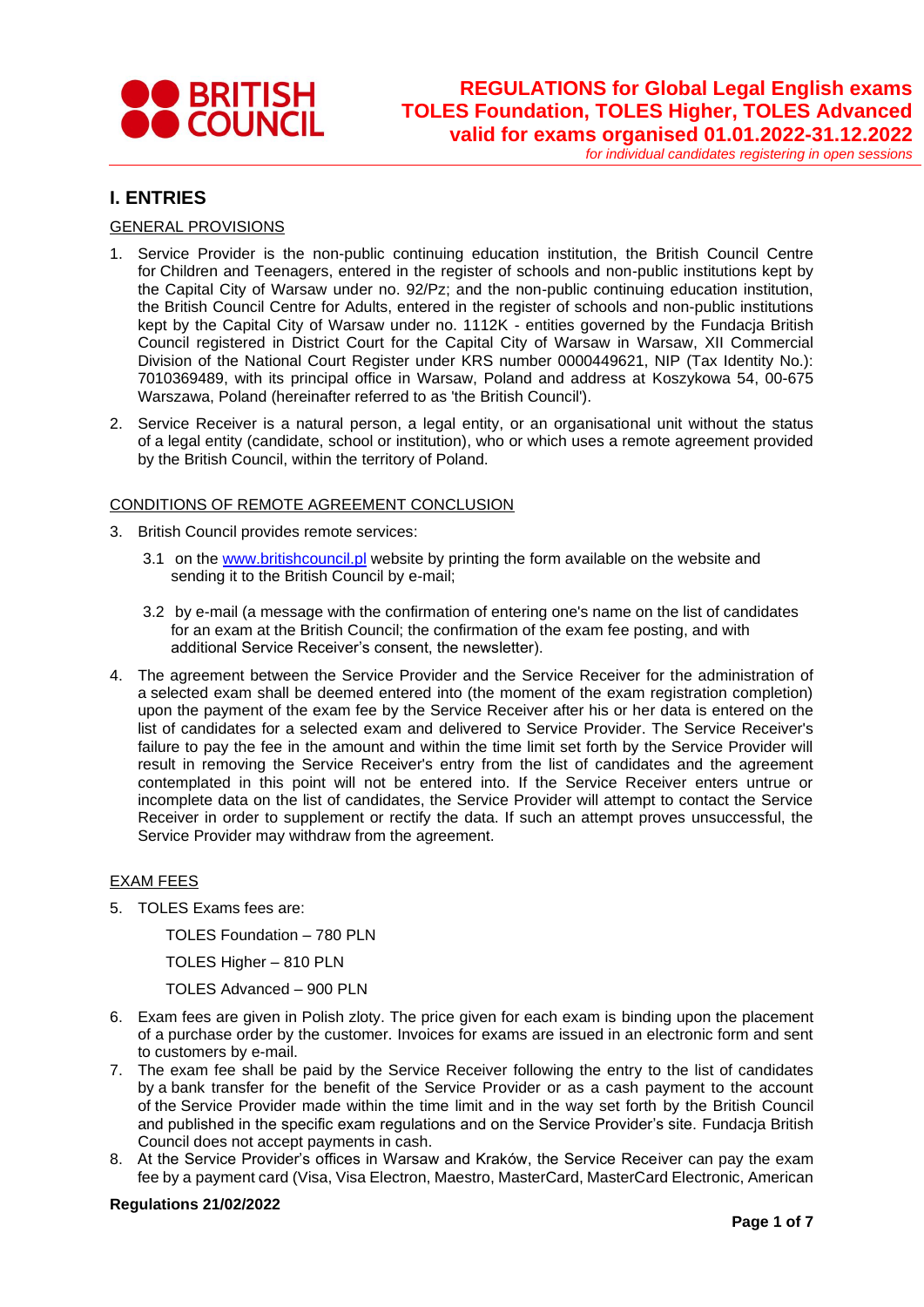# REGULATIONS for Global Legal English exams TOLES Foundation, TOLES Higher, TOLES Advanced valid for exams organised 01.01.2022-31.12.2022

*for individual candidates registering in open sessions*

## I. ENTRIES

GENERAL PROVISIONS

1. Service Provider is the non-public continuing education institution, the British Council Centre for Children and Teenagers, entered in the register of schools and non-public institutions kept by the Capital City of Warsaw under no. 92/Pz; and the non-public continuing education institution, the British Council Centre for Adults, entered in the register of schools and non-public institutions kept by the Capital City of Warsaw under no. 1112K - entities governed by the Fundacja British Council registered in District Court for the Capital City of Warsaw in Warsaw, XII Commercial Division of the National Court Register under KRS number 0000449621, NIP (Tax Identity No.): 7010369489, with its principal office in Warsaw, Poland and address at Koszykowa 54, 00-675 Warszawa, Poland (hereinafter referred to as 'the British Council').
2. Service Receiver is a natural person, a legal entity, or an organisational unit without the status of a legal entity (candidate, school or institution), who or which uses a remote agreement provided by the British Council, within the territory of Poland.

CONDITIONS OF REMOTE AGREEMENT CONCLUSION

3. British Council provides remote services:
   3.1 on the www.britishcouncil.pl website by printing the form available on the website and sending it to the British Council by e-mail;
   3.2 by e-mail (a message with the confirmation of entering one's name on the list of candidates for an exam at the British Council; the confirmation of the exam fee posting, and with additional Service Receiver's consent, the newsletter).
4. The agreement between the Service Provider and the Service Receiver for the administration of a selected exam shall be deemed entered into (the moment of the exam registration completion) upon the payment of the exam fee by the Service Receiver after his or her data is entered on the list of candidates for a selected exam and delivered to Service Provider. The Service Receiver's failure to pay the fee in the amount and within the time limit set forth by the Service Provider will result in removing the Service Receiver's entry from the list of candidates and the agreement contemplated in this point will not be entered into. If the Service Receiver enters untrue or incomplete data on the list of candidates, the Service Provider will attempt to contact the Service Receiver in order to supplement or rectify the data. If such an attempt proves unsuccessful, the Service Provider may withdraw from the agreement.

EXAM FEES

5. TOLES Exams fees are:

   TOLES Foundation – 780 PLN

   TOLES Higher – 810 PLN

   TOLES Advanced – 900 PLN

6. Exam fees are given in Polish zloty. The price given for each exam is binding upon the placement of a purchase order by the customer. Invoices for exams are issued in an electronic form and sent to customers by e-mail.
7. The exam fee shall be paid by the Service Receiver following the entry to the list of candidates by a bank transfer for the benefit of the Service Provider or as a cash payment to the account of the Service Provider made within the time limit and in the way set forth by the British Council and published in the specific exam regulations and on the Service Provider's site. Fundacja British Council does not accept payments in cash.
8. At the Service Provider's offices in Warsaw and Kraków, the Service Receiver can pay the exam fee by a payment card (Visa, Visa Electron, Maestro, MasterCard, MasterCard Electronic, American

**Regulations 21/02/2022**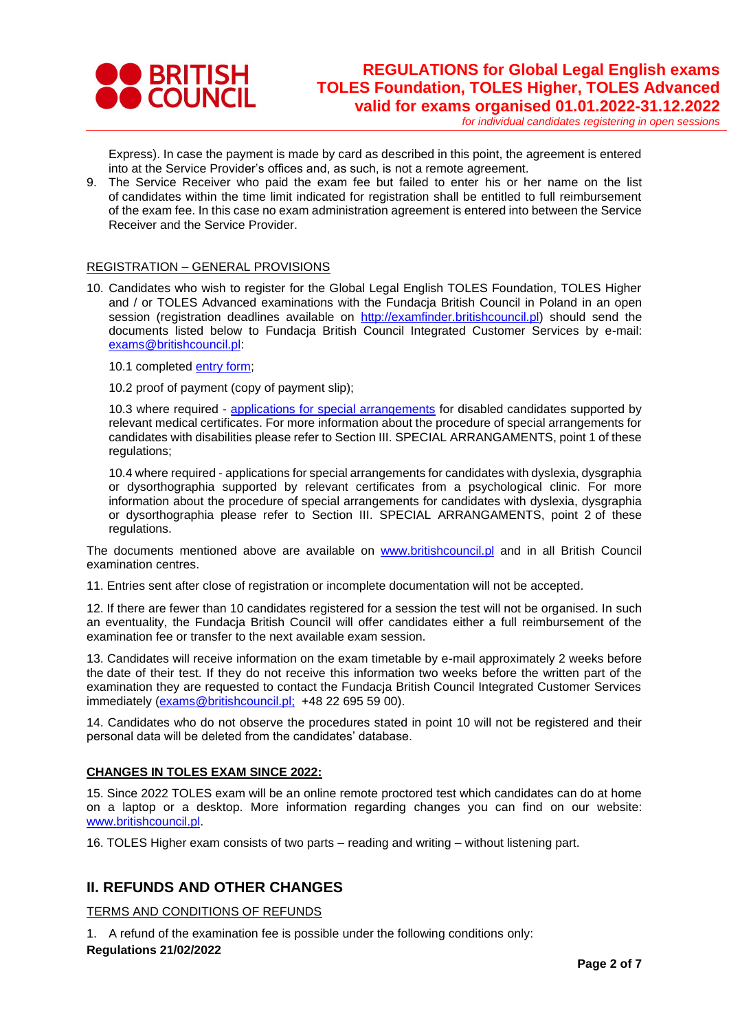Express). In case the payment is made by card as described in this point, the agreement is entered into at the Service Provider's offices and, as such, is not a remote agreement.

9. The Service Receiver who paid the exam fee but failed to enter his or her name on the list of candidates within the time limit indicated for registration shall be entitled to full reimbursement of the exam fee. In this case no exam administration agreement is entered into between the Service Receiver and the Service Provider.

REGISTRATION – GENERAL PROVISIONS

10. Candidates who wish to register for the Global Legal English TOLES Foundation, TOLES Higher and / or TOLES Advanced examinations with the Fundacja British Council in Poland in an open session (registration deadlines available on http://examfinder.britishcouncil.pl) should send the documents listed below to Fundacja British Council Integrated Customer Services by e-mail: exams@britishcouncil.pl:

10.1 completed entry form;

10.2 proof of payment (copy of payment slip);

10.3 where required - applications for special arrangements for disabled candidates supported by relevant medical certificates. For more information about the procedure of special arrangements for candidates with disabilities please refer to Section III. SPECIAL ARRANGAMENTS, point 1 of these regulations;

10.4 where required - applications for special arrangements for candidates with dyslexia, dysgraphia or dysorthographia supported by relevant certificates from a psychological clinic. For more information about the procedure of special arrangements for candidates with dyslexia, dysgraphia or dysorthographia please refer to Section III. SPECIAL ARRANGAMENTS, point 2 of these regulations.

The documents mentioned above are available on www.britishcouncil.pl and in all British Council examination centres.

11. Entries sent after close of registration or incomplete documentation will not be accepted.

12. If there are fewer than 10 candidates registered for a session the test will not be organised. In such an eventuality, the Fundacja British Council will offer candidates either a full reimbursement of the examination fee or transfer to the next available exam session.

13. Candidates will receive information on the exam timetable by e-mail approximately 2 weeks before the date of their test. If they do not receive this information two weeks before the written part of the examination they are requested to contact the Fundacja British Council Integrated Customer Services immediately (exams@britishcouncil.pl; +48 22 695 59 00).

14. Candidates who do not observe the procedures stated in point 10 will not be registered and their personal data will be deleted from the candidates' database.

**CHANGES IN TOLES EXAM SINCE 2022:**

15. Since 2022 TOLES exam will be an online remote proctored test which candidates can do at home on a laptop or a desktop. More information regarding changes you can find on our website: www.britishcouncil.pl.

16. TOLES Higher exam consists of two parts – reading and writing – without listening part.

## II. REFUNDS AND OTHER CHANGES

TERMS AND CONDITIONS OF REFUNDS

1. A refund of the examination fee is possible under the following conditions only: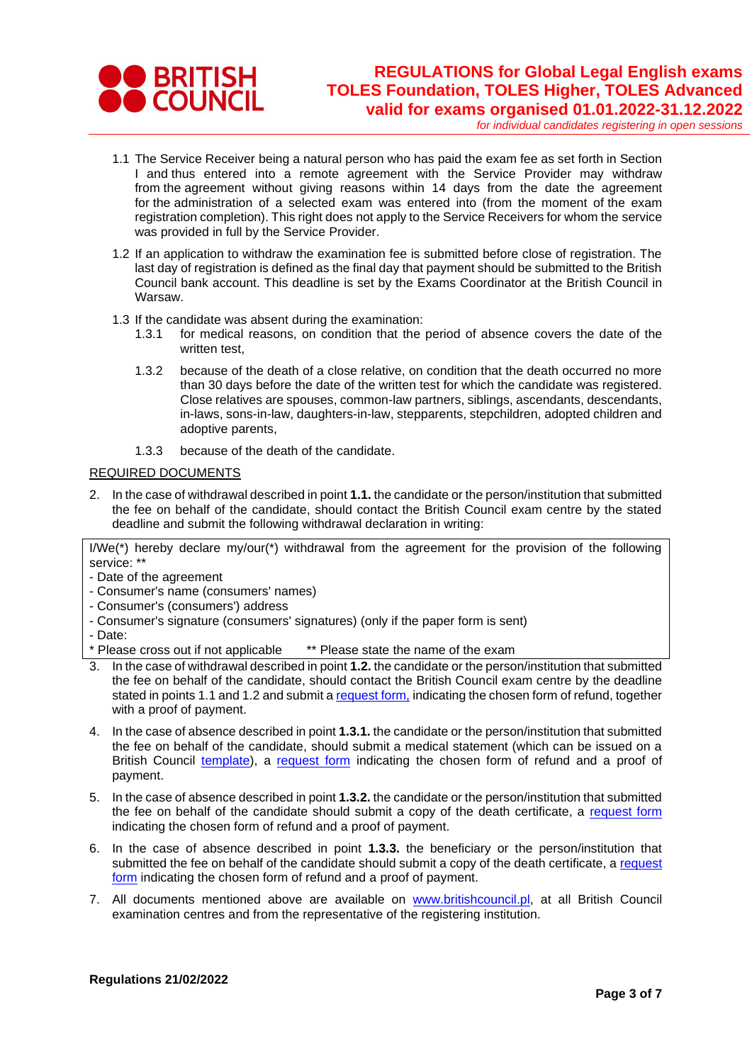1.1 The Service Receiver being a natural person who has paid the exam fee as set forth in Section I and thus entered into a remote agreement with the Service Provider may withdraw from the agreement without giving reasons within 14 days from the date the agreement for the administration of a selected exam was entered into (from the moment of the exam registration completion). This right does not apply to the Service Receivers for whom the service was provided in full by the Service Provider.

1.2 If an application to withdraw the examination fee is submitted before close of registration. The last day of registration is defined as the final day that payment should be submitted to the British Council bank account. This deadline is set by the Exams Coordinator at the British Council in Warsaw.

1.3 If the candidate was absent during the examination:

   1.3.1 for medical reasons, on condition that the period of absence covers the date of the written test,

   1.3.2 because of the death of a close relative, on condition that the death occurred no more than 30 days before the date of the written test for which the candidate was registered. Close relatives are spouses, common-law partners, siblings, ascendants, descendants, in-laws, sons-in-law, daughters-in-law, stepparents, stepchildren, adopted children and adoptive parents,

   1.3.3 because of the death of the candidate.

REQUIRED DOCUMENTS

2. In the case of withdrawal described in point **1.1.** the candidate or the person/institution that submitted the fee on behalf of the candidate, should contact the British Council exam centre by the stated deadline and submit the following withdrawal declaration in writing:

| I/We(*) hereby declare my/our(*) withdrawal from the agreement for the provision of the following service: ** |
|---|
| - Date of the agreement |
| - Consumer's name (consumers' names) |
| - Consumer's (consumers') address |
| - Consumer's signature (consumers' signatures) (only if the paper form is sent) |
| - Date: |
| * Please cross out if not applicable ** Please state the name of the exam |

3. In the case of withdrawal described in point **1.2.** the candidate or the person/institution that submitted the fee on behalf of the candidate, should contact the British Council exam centre by the deadline stated in points 1.1 and 1.2 and submit a request form, indicating the chosen form of refund, together with a proof of payment.

4. In the case of absence described in point **1.3.1.** the candidate or the person/institution that submitted the fee on behalf of the candidate, should submit a medical statement (which can be issued on a British Council template), a request form indicating the chosen form of refund and a proof of payment.

5. In the case of absence described in point **1.3.2.** the candidate or the person/institution that submitted the fee on behalf of the candidate should submit a copy of the death certificate, a request form indicating the chosen form of refund and a proof of payment.

6. In the case of absence described in point **1.3.3.** the beneficiary or the person/institution that submitted the fee on behalf of the candidate should submit a copy of the death certificate, a request form indicating the chosen form of refund and a proof of payment.

7. All documents mentioned above are available on www.britishcouncil.pl, at all British Council examination centres and from the representative of the registering institution.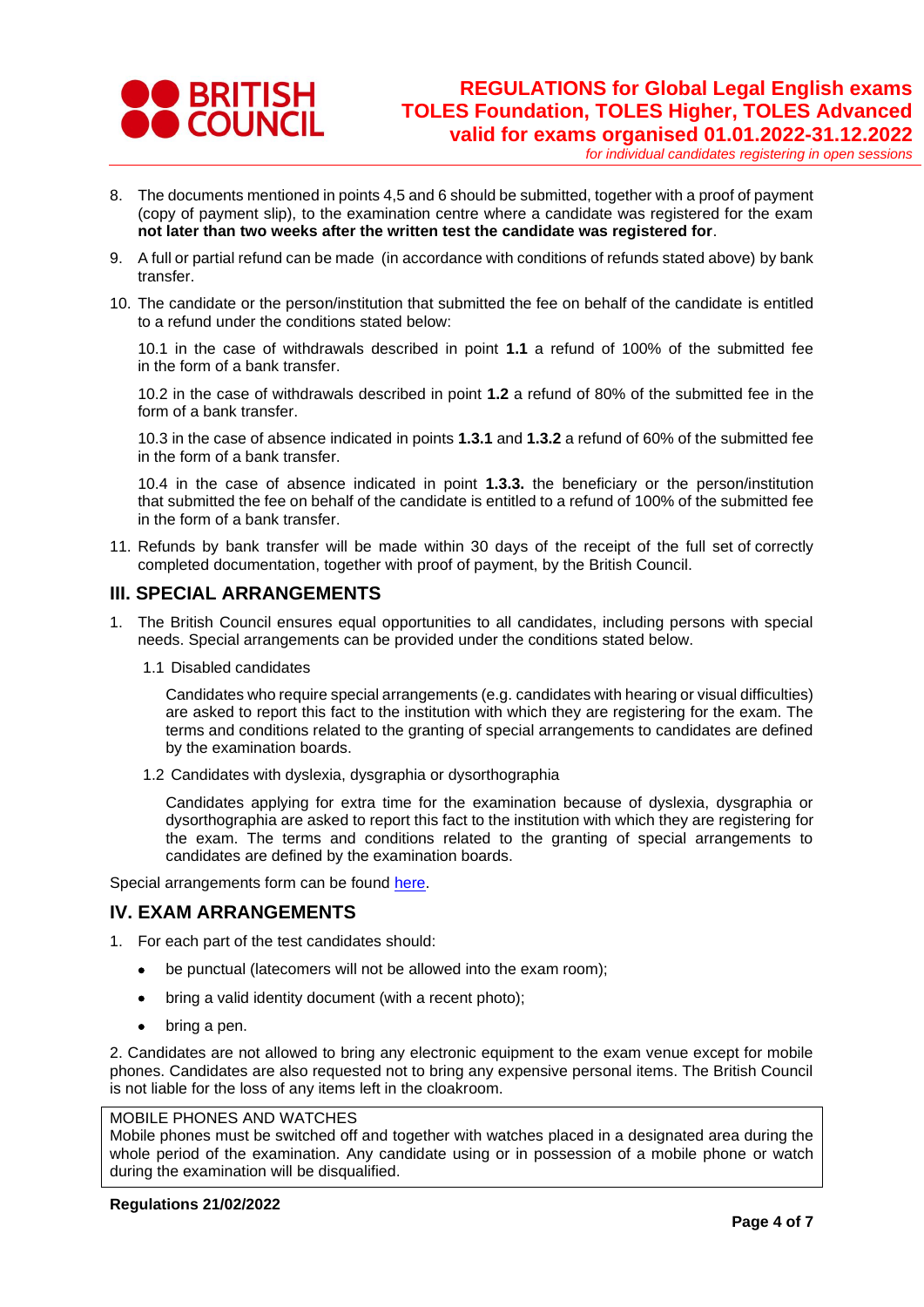8. The documents mentioned in points 4,5 and 6 should be submitted, together with a proof of payment (copy of payment slip), to the examination centre where a candidate was registered for the exam **not later than two weeks after the written test the candidate was registered for**.

9. A full or partial refund can be made (in accordance with conditions of refunds stated above) by bank transfer.

10. The candidate or the person/institution that submitted the fee on behalf of the candidate is entitled to a refund under the conditions stated below:

    10.1 in the case of withdrawals described in point **1.1** a refund of 100% of the submitted fee in the form of a bank transfer.

    10.2 in the case of withdrawals described in point **1.2** a refund of 80% of the submitted fee in the form of a bank transfer.

    10.3 in the case of absence indicated in points **1.3.1** and **1.3.2** a refund of 60% of the submitted fee in the form of a bank transfer.

    10.4 in the case of absence indicated in point **1.3.3.** the beneficiary or the person/institution that submitted the fee on behalf of the candidate is entitled to a refund of 100% of the submitted fee in the form of a bank transfer.

11. Refunds by bank transfer will be made within 30 days of the receipt of the full set of correctly completed documentation, together with proof of payment, by the British Council.

## III. SPECIAL ARRANGEMENTS

1. The British Council ensures equal opportunities to all candidates, including persons with special needs. Special arrangements can be provided under the conditions stated below.

    1.1 Disabled candidates

    Candidates who require special arrangements (e.g. candidates with hearing or visual difficulties) are asked to report this fact to the institution with which they are registering for the exam. The terms and conditions related to the granting of special arrangements to candidates are defined by the examination boards.

    1.2 Candidates with dyslexia, dysgraphia or dysorthographia

    Candidates applying for extra time for the examination because of dyslexia, dysgraphia or dysorthographia are asked to report this fact to the institution with which they are registering for the exam. The terms and conditions related to the granting of special arrangements to candidates are defined by the examination boards.

Special arrangements form can be found here.

## IV. EXAM ARRANGEMENTS

1. For each part of the test candidates should:

    - be punctual (latecomers will not be allowed into the exam room);
    - bring a valid identity document (with a recent photo);
    - bring a pen.

2. Candidates are not allowed to bring any electronic equipment to the exam venue except for mobile phones. Candidates are also requested not to bring any expensive personal items. The British Council is not liable for the loss of any items left in the cloakroom.

| MOBILE PHONES AND WATCHES |
| --- |
| Mobile phones must be switched off and together with watches placed in a designated area during the whole period of the examination. Any candidate using or in possession of a mobile phone or watch during the examination will be disqualified. |

**Regulations 21/02/2022**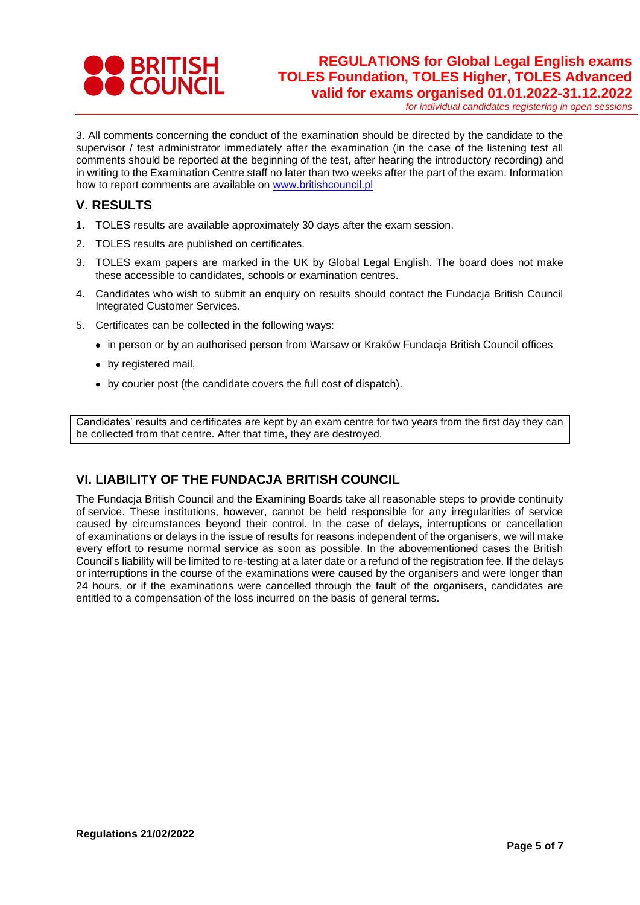3. All comments concerning the conduct of the examination should be directed by the candidate to the supervisor / test administrator immediately after the examination (in the case of the listening test all comments should be reported at the beginning of the test, after hearing the introductory recording) and in writing to the Examination Centre staff no later than two weeks after the part of the exam. Information how to report comments are available on [www.britishcouncil.pl](http://www.britishcouncil.pl)

## V. RESULTS

1. TOLES results are available approximately 30 days after the exam session.
2. TOLES results are published on certificates.
3. TOLES exam papers are marked in the UK by Global Legal English. The board does not make these accessible to candidates, schools or examination centres.
4. Candidates who wish to submit an enquiry on results should contact the Fundacja British Council Integrated Customer Services.
5. Certificates can be collected in the following ways:
   - in person or by an authorised person from Warsaw or Kraków Fundacja British Council offices
   - by registered mail,
   - by courier post (the candidate covers the full cost of dispatch).

Candidates' results and certificates are kept by an exam centre for two years from the first day they can be collected from that centre. After that time, they are destroyed.

## VI. LIABILITY OF THE FUNDACJA BRITISH COUNCIL

The Fundacja British Council and the Examining Boards take all reasonable steps to provide continuity of service. These institutions, however, cannot be held responsible for any irregularities of service caused by circumstances beyond their control. In the case of delays, interruptions or cancellation of examinations or delays in the issue of results for reasons independent of the organisers, we will make every effort to resume normal service as soon as possible. In the abovementioned cases the British Council's liability will be limited to re-testing at a later date or a refund of the registration fee. If the delays or interruptions in the course of the examinations were caused by the organisers and were longer than 24 hours, or if the examinations were cancelled through the fault of the organisers, candidates are entitled to a compensation of the loss incurred on the basis of general terms.

**Regulations 21/02/2022**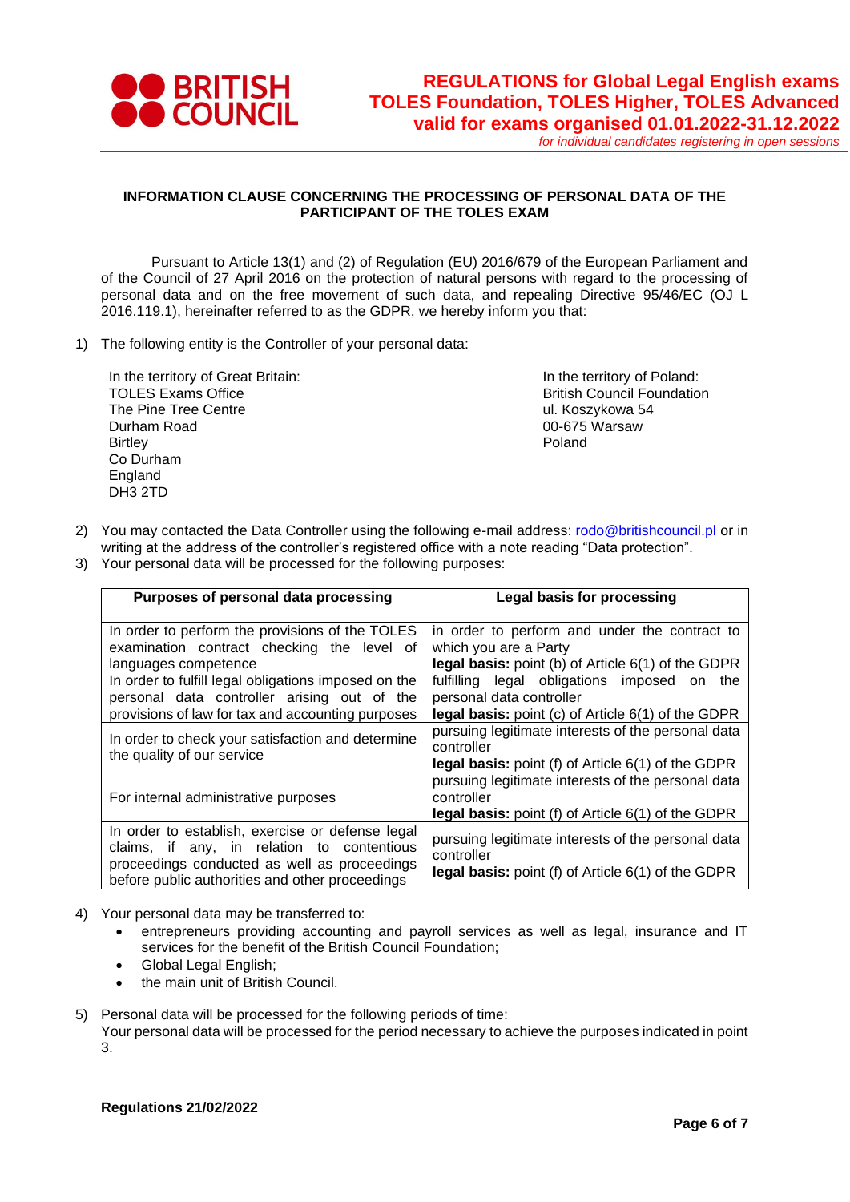## INFORMATION CLAUSE CONCERNING THE PROCESSING OF PERSONAL DATA OF THE PARTICIPANT OF THE TOLES EXAM

Pursuant to Article 13(1) and (2) of Regulation (EU) 2016/679 of the European Parliament and of the Council of 27 April 2016 on the protection of natural persons with regard to the processing of personal data and on the free movement of such data, and repealing Directive 95/46/EC (OJ L 2016.119.1), hereinafter referred to as the GDPR, we hereby inform you that:

1) The following entity is the Controller of your personal data:

   In the territory of Great Britain:
   TOLES Exams Office
   The Pine Tree Centre
   Durham Road
   Birtley
   Co Durham
   England
   DH3 2TD

   In the territory of Poland:
   British Council Foundation
   ul. Koszykowa 54
   00-675 Warsaw
   Poland

2) You may contacted the Data Controller using the following e-mail address: rodo@britishcouncil.pl or in writing at the address of the controller's registered office with a note reading "Data protection".
3) Your personal data will be processed for the following purposes:

| Purposes of personal data processing | Legal basis for processing |
|---|---|
| In order to perform the provisions of the TOLES examination contract checking the level of languages competence | in order to perform and under the contract to which you are a Party **legal basis:** point (b) of Article 6(1) of the GDPR |
| In order to fulfill legal obligations imposed on the personal data controller arising out of the provisions of law for tax and accounting purposes | fulfilling legal obligations imposed on the personal data controller **legal basis:** point (c) of Article 6(1) of the GDPR |
| In order to check your satisfaction and determine the quality of our service | pursuing legitimate interests of the personal data controller **legal basis:** point (f) of Article 6(1) of the GDPR |
| For internal administrative purposes | pursuing legitimate interests of the personal data controller **legal basis:** point (f) of Article 6(1) of the GDPR |
| In order to establish, exercise or defense legal claims, if any, in relation to contentious proceedings conducted as well as proceedings before public authorities and other proceedings | pursuing legitimate interests of the personal data controller **legal basis:** point (f) of Article 6(1) of the GDPR |

4) Your personal data may be transferred to:
   - entrepreneurs providing accounting and payroll services as well as legal, insurance and IT services for the benefit of the British Council Foundation;
   - Global Legal English;
   - the main unit of British Council.

5) Personal data will be processed for the following periods of time:
   Your personal data will be processed for the period necessary to achieve the purposes indicated in point 3.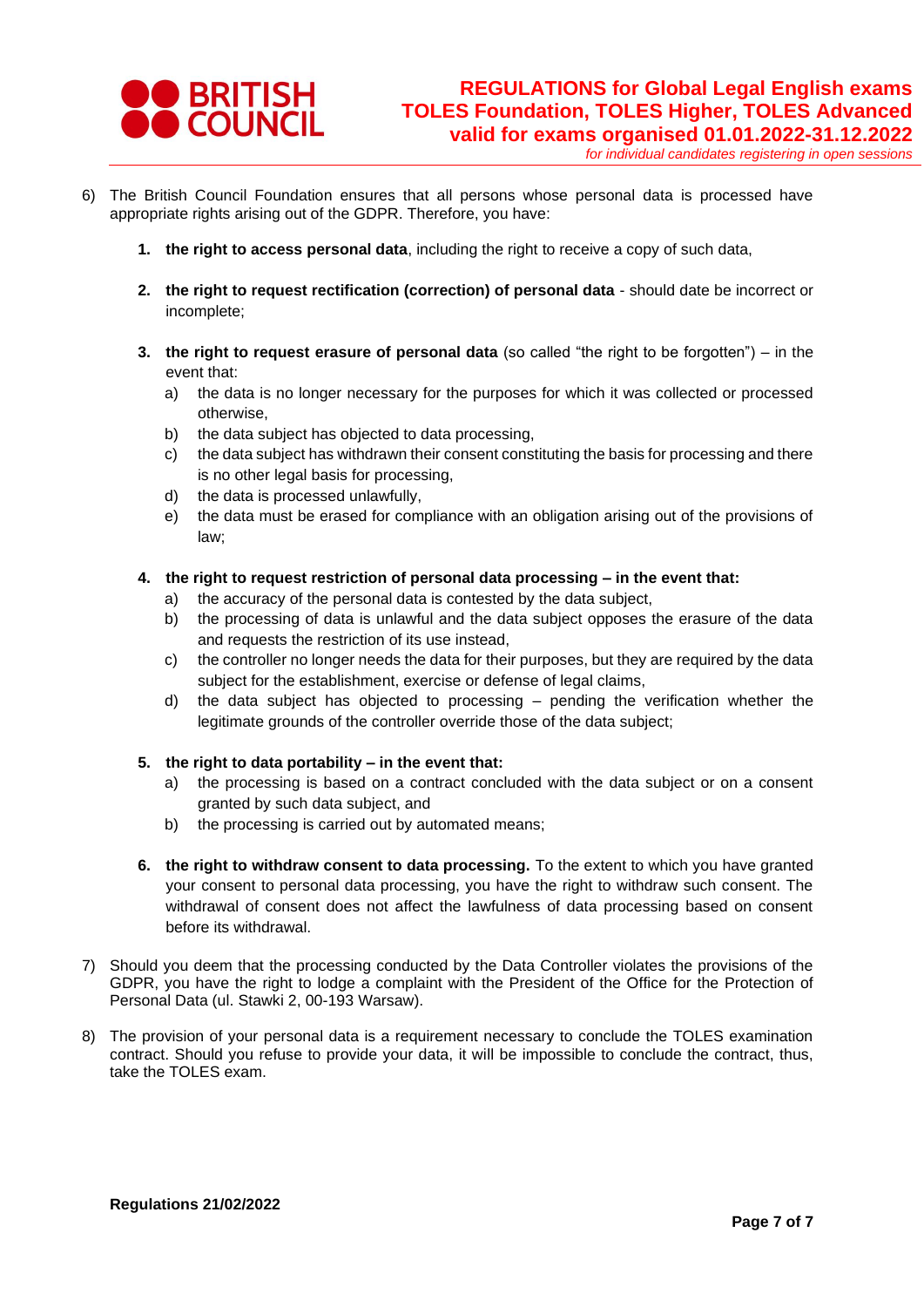6) The British Council Foundation ensures that all persons whose personal data is processed have appropriate rights arising out of the GDPR. Therefore, you have:

   1. **the right to access personal data**, including the right to receive a copy of such data,

   2. **the right to request rectification (correction) of personal data** - should date be incorrect or incomplete;

   3. **the right to request erasure of personal data** (so called "the right to be forgotten") – in the event that:
      a) the data is no longer necessary for the purposes for which it was collected or processed otherwise,
      b) the data subject has objected to data processing,
      c) the data subject has withdrawn their consent constituting the basis for processing and there is no other legal basis for processing,
      d) the data is processed unlawfully,
      e) the data must be erased for compliance with an obligation arising out of the provisions of law;

   4. **the right to request restriction of personal data processing – in the event that:**
      a) the accuracy of the personal data is contested by the data subject,
      b) the processing of data is unlawful and the data subject opposes the erasure of the data and requests the restriction of its use instead,
      c) the controller no longer needs the data for their purposes, but they are required by the data subject for the establishment, exercise or defense of legal claims,
      d) the data subject has objected to processing – pending the verification whether the legitimate grounds of the controller override those of the data subject;

   5. **the right to data portability – in the event that:**
      a) the processing is based on a contract concluded with the data subject or on a consent granted by such data subject, and
      b) the processing is carried out by automated means;

   6. **the right to withdraw consent to data processing.** To the extent to which you have granted your consent to personal data processing, you have the right to withdraw such consent. The withdrawal of consent does not affect the lawfulness of data processing based on consent before its withdrawal.

7) Should you deem that the processing conducted by the Data Controller violates the provisions of the GDPR, you have the right to lodge a complaint with the President of the Office for the Protection of Personal Data (ul. Stawki 2, 00-193 Warsaw).

8) The provision of your personal data is a requirement necessary to conclude the TOLES examination contract. Should you refuse to provide your data, it will be impossible to conclude the contract, thus, take the TOLES exam.